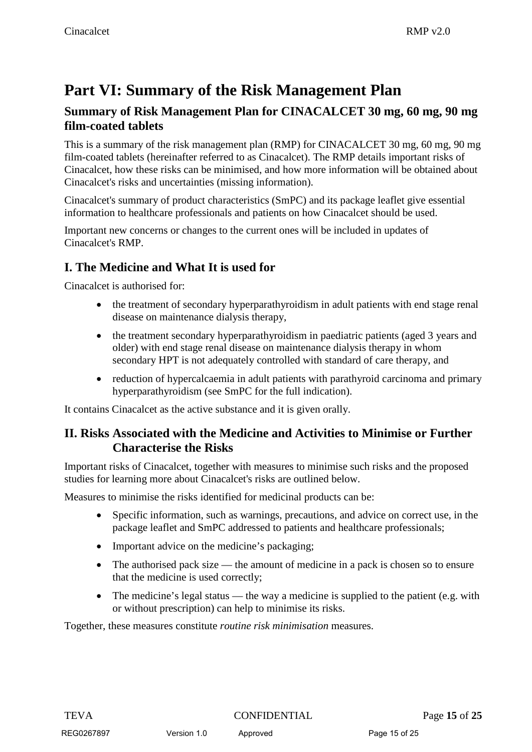# Part VI: Summary of the Risk Management Plan

## Summary of Risk Management Plan for CINACALCET 30 mg, 60 mg, 90 mg film-coated tablets

This is a summary of the risk management plan (RMP) for CINACALCET 30 mg, 60 mg, 90 mg film-coated tablets (hereinafter referred to as Cinacalcet). The RMP details important risks of Cinacalcet, how these risks can be minimised, and how more information will be obtained about Cinacalcet's risks and uncertainties (missing information).

Cinacalcet's summary of product characteristics (SmPC) and its package leaflet give essential information to healthcare professionals and patients on how Cinacalcet should be used.

Important new concerns or changes to the current ones will be included in updates of Cinacalcet's RMP.

## I. The Medicine and What It is used for

Cinacalcet is authorised for:

- the treatment of secondary hyperparathyroidism in adult patients with end stage renal disease on maintenance dialysis therapy,
- the treatment secondary hyperparathyroidism in paediatric patients (aged 3 years and older) with end stage renal disease on maintenance dialysis therapy in whom secondary HPT is not adequately controlled with standard of care therapy, and
- reduction of hypercalcaemia in adult patients with parathyroid carcinoma and primary hyperparathyroidism (see SmPC for the full indication).

It contains Cinacalcet as the active substance and it is given orally.

## II. Risks Associated with the Medicine and Activities to Minimise or Further Characterise the Risks

Important risks of Cinacalcet, together with measures to minimise such risks and the proposed studies for learning more about Cinacalcet's risks are outlined below.

Measures to minimise the risks identified for medicinal products can be:

- Specific information, such as warnings, precautions, and advice on correct use, in the package leaflet and SmPC addressed to patients and healthcare professionals;
- Important advice on the medicine's packaging;
- The authorised pack size — the amount of medicine in a pack is chosen so to ensure that the medicine is used correctly;
- The medicine's legal status — the way a medicine is supplied to the patient (e.g. with or without prescription) can help to minimise its risks.

Together, these measures constitute *routine risk minimisation* measures.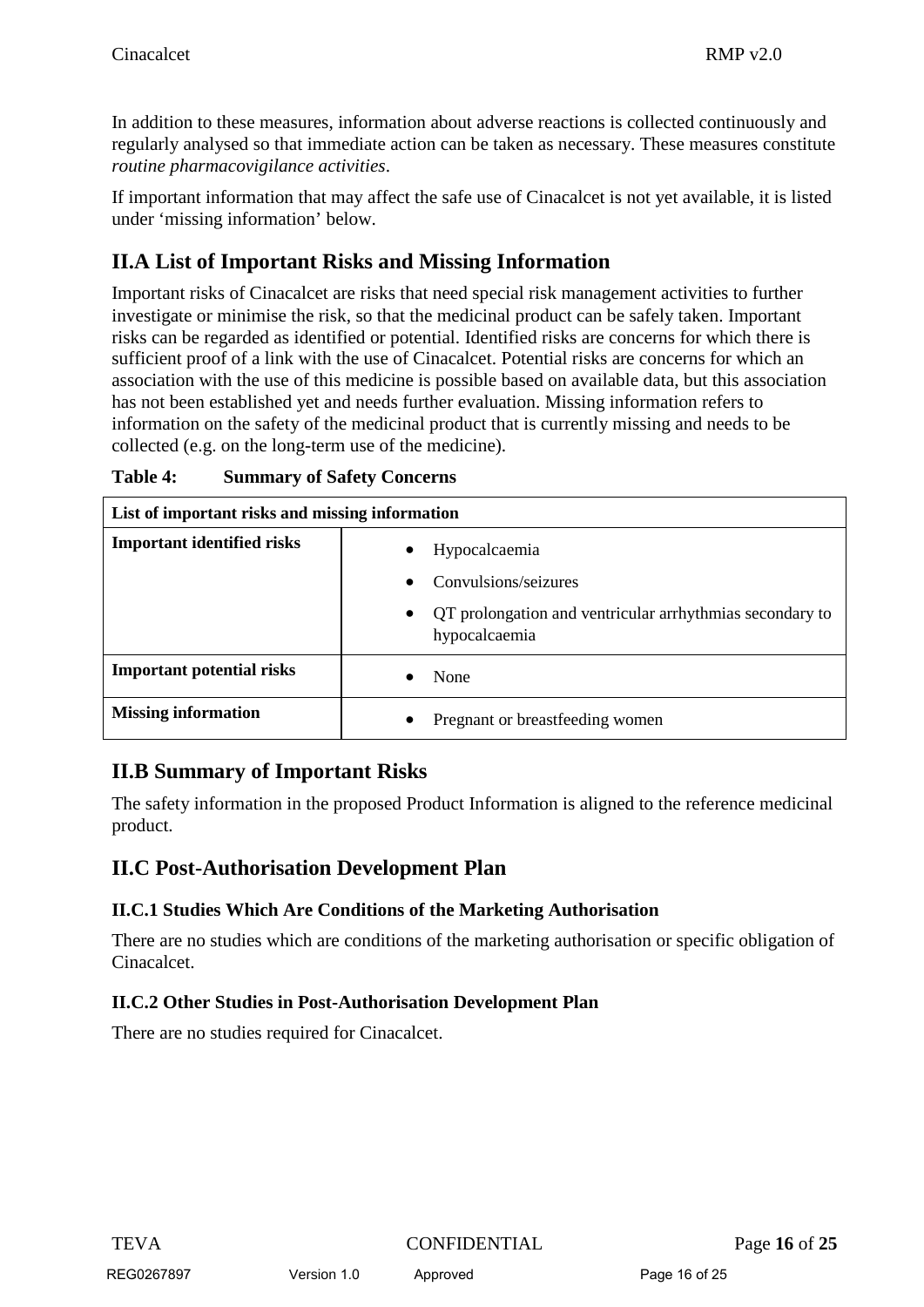In addition to these measures, information about adverse reactions is collected continuously and regularly analysed so that immediate action can be taken as necessary. These measures constitute *routine pharmacovigilance activities*.

If important information that may affect the safe use of Cinacalcet is not yet available, it is listed under 'missing information' below.

## II.A List of Important Risks and Missing Information

Important risks of Cinacalcet are risks that need special risk management activities to further investigate or minimise the risk, so that the medicinal product can be safely taken. Important risks can be regarded as identified or potential. Identified risks are concerns for which there is sufficient proof of a link with the use of Cinacalcet. Potential risks are concerns for which an association with the use of this medicine is possible based on available data, but this association has not been established yet and needs further evaluation. Missing information refers to information on the safety of the medicinal product that is currently missing and needs to be collected (e.g. on the long-term use of the medicine).

**Table 4: Summary of Safety Concerns**

| List of important risks and missing information | |
|---|---|
| **Important identified risks** | • Hypocalcaemia<br>• Convulsions/seizures<br>• QT prolongation and ventricular arrhythmias secondary to hypocalcaemia |
| **Important potential risks** | • None |
| **Missing information** | • Pregnant or breastfeeding women |

## II.B Summary of Important Risks

The safety information in the proposed Product Information is aligned to the reference medicinal product.

## II.C Post-Authorisation Development Plan

### II.C.1 Studies Which Are Conditions of the Marketing Authorisation

There are no studies which are conditions of the marketing authorisation or specific obligation of Cinacalcet.

### II.C.2 Other Studies in Post-Authorisation Development Plan

There are no studies required for Cinacalcet.